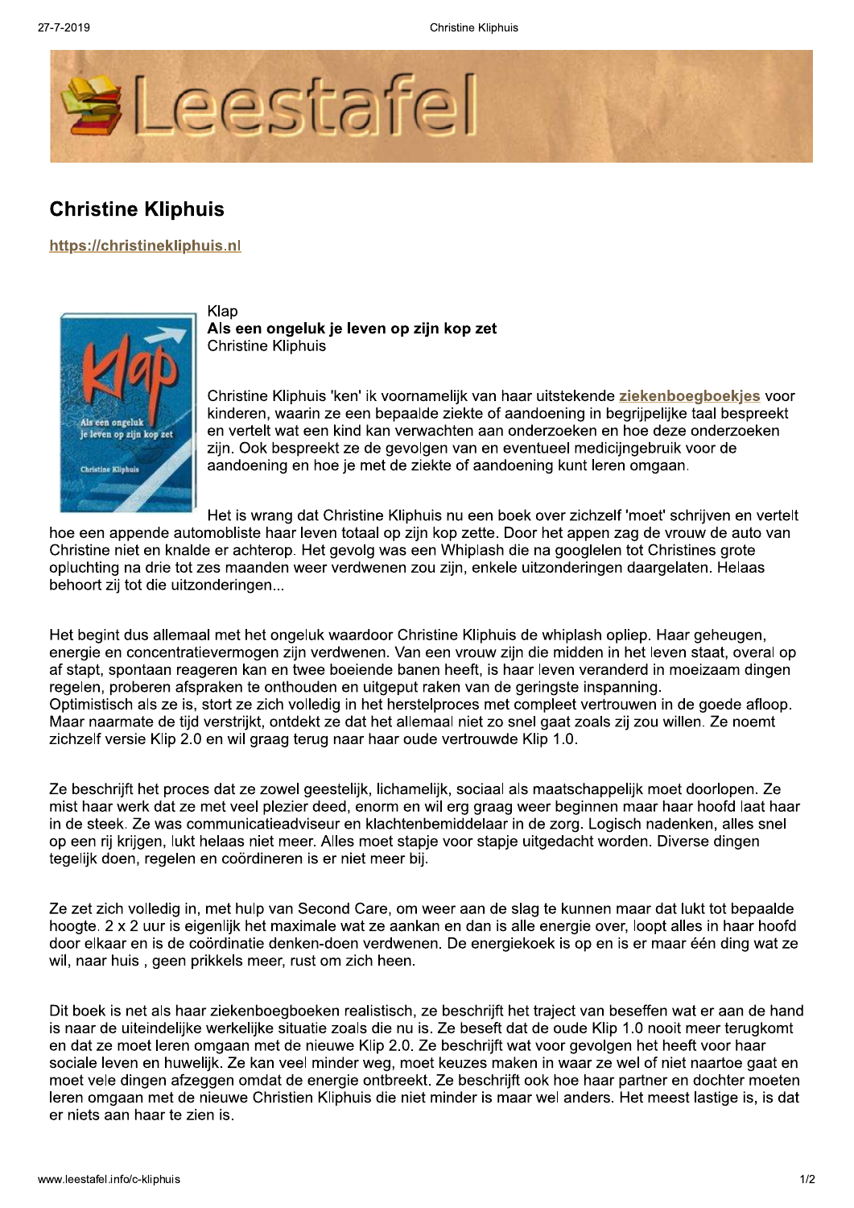# Christine Kliphuis

https://christinekliphuis.nl

Klap
**Als een ongeluk je leven op zijn kop zet**
Christine Kliphuis

Christine Kliphuis 'ken' ik voornamelijk van haar uitstekende **ziekenboegboekjes** voor kinderen, waarin ze een bepaalde ziekte of aandoening in begrijpelijke taal bespreekt en vertelt wat een kind kan verwachten aan onderzoeken en hoe deze onderzoeken zijn. Ook bespreekt ze de gevolgen van en eventueel medicijngebruik voor de aandoening en hoe je met de ziekte of aandoening kunt leren omgaan.

Het is wrang dat Christine Kliphuis nu een boek over zichzelf 'moet' schrijven en vertelt hoe een appende automobiliste haar leven totaal op zijn kop zette. Door het appen zag de vrouw de auto van Christine niet en knalde er achterop. Het gevolg was een Whiplash die na googlelen tot Christines grote opluchting na drie tot zes maanden weer verdwenen zou zijn, enkele uitzonderingen daargelaten. Helaas behoort zij tot die uitzonderingen...

Het begint dus allemaal met het ongeluk waardoor Christine Kliphuis de whiplash opliep. Haar geheugen, energie en concentratievermogen zijn verdwenen. Van een vrouw zijn die midden in het leven staat, overal op af stapt, spontaan reageren kan en twee boeiende banen heeft, is haar leven veranderd in moeizaam dingen regelen, proberen afspraken te onthouden en uitgeput raken van de geringste inspanning.
Optimistisch als ze is, stort ze zich volledig in het herstelproces met compleet vertrouwen in de goede afloop. Maar naarmate de tijd verstrijkt, ontdekt ze dat het allemaal niet zo snel gaat zoals zij zou willen. Ze noemt zichzelf versie Klip 2.0 en wil graag terug naar haar oude vertrouwde Klip 1.0.

Ze beschrijft het proces dat ze zowel geestelijk, lichamelijk, sociaal als maatschappelijk moet doorlopen. Ze mist haar werk dat ze met veel plezier deed, enorm en wil erg graag weer beginnen maar haar hoofd laat haar in de steek. Ze was communicatieadviseur en klachtenbemiddelaar in de zorg. Logisch nadenken, alles snel op een rij krijgen, lukt helaas niet meer. Alles moet stapje voor stapje uitgedacht worden. Diverse dingen tegelijk doen, regelen en coördineren is er niet meer bij.

Ze zet zich volledig in, met hulp van Second Care, om weer aan de slag te kunnen maar dat lukt tot bepaalde hoogte. 2 x 2 uur is eigenlijk het maximale wat ze aankan en dan is alle energie over, loopt alles in haar hoofd door elkaar en is de coördinatie denken-doen verdwenen. De energiekoek is op en is er maar één ding wat ze wil, naar huis , geen prikkels meer, rust om zich heen.

Dit boek is net als haar ziekenboegboeken realistisch, ze beschrijft het traject van beseffen wat er aan de hand is naar de uiteindelijke werkelijke situatie zoals die nu is. Ze beseft dat de oude Klip 1.0 nooit meer terugkomt en dat ze moet leren omgaan met de nieuwe Klip 2.0. Ze beschrijft wat voor gevolgen het heeft voor haar sociale leven en huwelijk. Ze kan veel minder weg, moet keuzes maken in waar ze wel of niet naartoe gaat en moet vele dingen afzeggen omdat de energie ontbreekt. Ze beschrijft ook hoe haar partner en dochter moeten leren omgaan met de nieuwe Christien Kliphuis die niet minder is maar wel anders. Het meest lastige is, is dat er niets aan haar te zien is.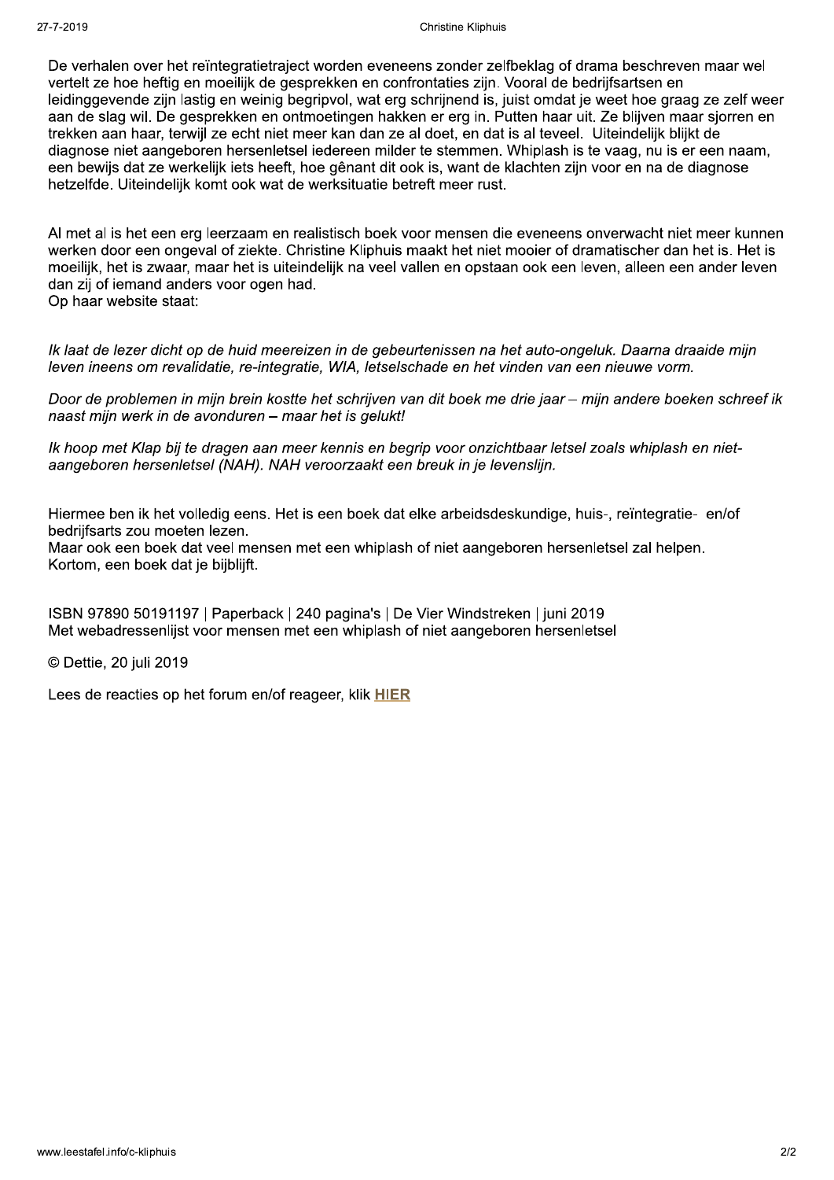De verhalen over het reïntegratietraject worden eveneens zonder zelfbeklag of drama beschreven maar wel vertelt ze hoe heftig en moeilijk de gesprekken en confrontaties zijn. Vooral de bedrijfsartsen en leidinggevende zijn lastig en weinig begripvol, wat erg schrijnend is, juist omdat je weet hoe graag ze zelf weer aan de slag wil. De gesprekken en ontmoetingen hakken er erg in. Putten haar uit. Ze blijven maar sjorren en trekken aan haar, terwijl ze echt niet meer kan dan ze al doet, en dat is al teveel. Uiteindelijk blijkt de diagnose niet aangeboren hersenletsel iedereen milder te stemmen. Whiplash is te vaag, nu is er een naam, een bewijs dat ze werkelijk iets heeft, hoe gênant dit ook is, want de klachten zijn voor en na de diagnose hetzelfde. Uiteindelijk komt ook wat de werksituatie betreft meer rust.

Al met al is het een erg leerzaam en realistisch boek voor mensen die eveneens onverwacht niet meer kunnen werken door een ongeval of ziekte. Christine Kliphuis maakt het niet mooier of dramatischer dan het is. Het is moeilijk, het is zwaar, maar het is uiteindelijk na veel vallen en opstaan ook een leven, alleen een ander leven dan zij of iemand anders voor ogen had.
Op haar website staat:

*Ik laat de lezer dicht op de huid meereizen in de gebeurtenissen na het auto-ongeluk. Daarna draaide mijn leven ineens om revalidatie, re-integratie, WIA, letselschade en het vinden van een nieuwe vorm.*

*Door de problemen in mijn brein kostte het schrijven van dit boek me drie jaar – mijn andere boeken schreef ik naast mijn werk in de avonduren – maar het is gelukt!*

*Ik hoop met Klap bij te dragen aan meer kennis en begrip voor onzichtbaar letsel zoals whiplash en niet-aangeboren hersenletsel (NAH). NAH veroorzaakt een breuk in je levenslijn.*

Hiermee ben ik het volledig eens. Het is een boek dat elke arbeidsdeskundige, huis-, reïntegratie- en/of bedrijfsarts zou moeten lezen.
Maar ook een boek dat veel mensen met een whiplash of niet aangeboren hersenletsel zal helpen.
Kortom, een boek dat je bijblijft.

ISBN 97890 50191197 | Paperback | 240 pagina's | De Vier Windstreken | juni 2019
Met webadressenlijst voor mensen met een whiplash of niet aangeboren hersenletsel

© Dettie, 20 juli 2019

Lees de reacties op het forum en/of reageer, klik **HIER**